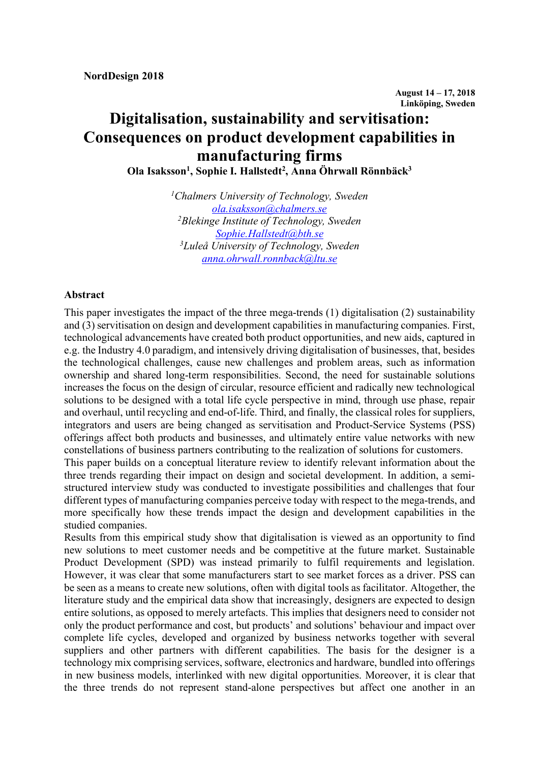**NordDesign 2018**

**August 14 – 17, 2018**
**Linköping, Sweden**

# Digitalisation, sustainability and servitisation: Consequences on product development capabilities in manufacturing firms

**Ola Isaksson[1], Sophie I. Hallstedt[2], Anna Öhrwall Rönnbäck[3]**

*[1]Chalmers University of Technology, Sweden*
ola.isaksson@chalmers.se
*[2]Blekinge Institute of Technology, Sweden*
Sophie.Hallstedt@bth.se
*[3]Luleå University of Technology, Sweden*
anna.ohrwall.ronnback@ltu.se

## Abstract

This paper investigates the impact of the three mega-trends (1) digitalisation (2) sustainability and (3) servitisation on design and development capabilities in manufacturing companies. First, technological advancements have created both product opportunities, and new aids, captured in e.g. the Industry 4.0 paradigm, and intensively driving digitalisation of businesses, that, besides the technological challenges, cause new challenges and problem areas, such as information ownership and shared long-term responsibilities. Second, the need for sustainable solutions increases the focus on the design of circular, resource efficient and radically new technological solutions to be designed with a total life cycle perspective in mind, through use phase, repair and overhaul, until recycling and end-of-life. Third, and finally, the classical roles for suppliers, integrators and users are being changed as servitisation and Product-Service Systems (PSS) offerings affect both products and businesses, and ultimately entire value networks with new constellations of business partners contributing to the realization of solutions for customers.

This paper builds on a conceptual literature review to identify relevant information about the three trends regarding their impact on design and societal development. In addition, a semi-structured interview study was conducted to investigate possibilities and challenges that four different types of manufacturing companies perceive today with respect to the mega-trends, and more specifically how these trends impact the design and development capabilities in the studied companies.

Results from this empirical study show that digitalisation is viewed as an opportunity to find new solutions to meet customer needs and be competitive at the future market. Sustainable Product Development (SPD) was instead primarily to fulfil requirements and legislation. However, it was clear that some manufacturers start to see market forces as a driver. PSS can be seen as a means to create new solutions, often with digital tools as facilitator. Altogether, the literature study and the empirical data show that increasingly, designers are expected to design entire solutions, as opposed to merely artefacts. This implies that designers need to consider not only the product performance and cost, but products' and solutions' behaviour and impact over complete life cycles, developed and organized by business networks together with several suppliers and other partners with different capabilities. The basis for the designer is a technology mix comprising services, software, electronics and hardware, bundled into offerings in new business models, interlinked with new digital opportunities. Moreover, it is clear that the three trends do not represent stand-alone perspectives but affect one another in an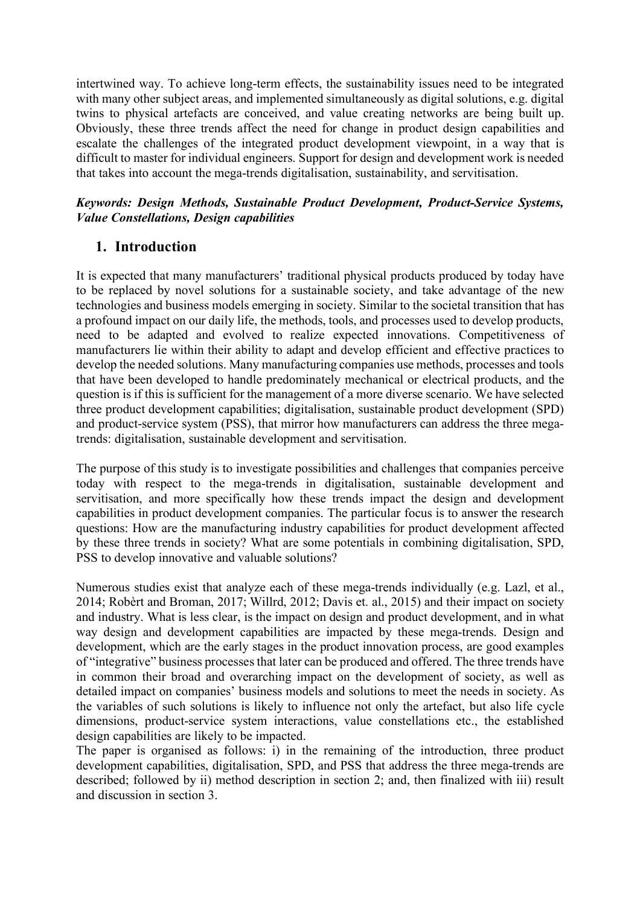intertwined way. To achieve long-term effects, the sustainability issues need to be integrated with many other subject areas, and implemented simultaneously as digital solutions, e.g. digital twins to physical artefacts are conceived, and value creating networks are being built up. Obviously, these three trends affect the need for change in product design capabilities and escalate the challenges of the integrated product development viewpoint, in a way that is difficult to master for individual engineers. Support for design and development work is needed that takes into account the mega-trends digitalisation, sustainability, and servitisation.

***Keywords: Design Methods, Sustainable Product Development, Product-Service Systems, Value Constellations, Design capabilities***

## 1. Introduction

It is expected that many manufacturers' traditional physical products produced by today have to be replaced by novel solutions for a sustainable society, and take advantage of the new technologies and business models emerging in society. Similar to the societal transition that has a profound impact on our daily life, the methods, tools, and processes used to develop products, need to be adapted and evolved to realize expected innovations. Competitiveness of manufacturers lie within their ability to adapt and develop efficient and effective practices to develop the needed solutions. Many manufacturing companies use methods, processes and tools that have been developed to handle predominately mechanical or electrical products, and the question is if this is sufficient for the management of a more diverse scenario. We have selected three product development capabilities; digitalisation, sustainable product development (SPD) and product-service system (PSS), that mirror how manufacturers can address the three mega-trends: digitalisation, sustainable development and servitisation.

The purpose of this study is to investigate possibilities and challenges that companies perceive today with respect to the mega-trends in digitalisation, sustainable development and servitisation, and more specifically how these trends impact the design and development capabilities in product development companies. The particular focus is to answer the research questions: How are the manufacturing industry capabilities for product development affected by these three trends in society? What are some potentials in combining digitalisation, SPD, PSS to develop innovative and valuable solutions?

Numerous studies exist that analyze each of these mega-trends individually (e.g. Lazl, et al., 2014; Robèrt and Broman, 2017; Willrd, 2012; Davis et. al., 2015) and their impact on society and industry. What is less clear, is the impact on design and product development, and in what way design and development capabilities are impacted by these mega-trends. Design and development, which are the early stages in the product innovation process, are good examples of "integrative" business processes that later can be produced and offered. The three trends have in common their broad and overarching impact on the development of society, as well as detailed impact on companies' business models and solutions to meet the needs in society. As the variables of such solutions is likely to influence not only the artefact, but also life cycle dimensions, product-service system interactions, value constellations etc., the established design capabilities are likely to be impacted.

The paper is organised as follows: i) in the remaining of the introduction, three product development capabilities, digitalisation, SPD, and PSS that address the three mega-trends are described; followed by ii) method description in section 2; and, then finalized with iii) result and discussion in section 3.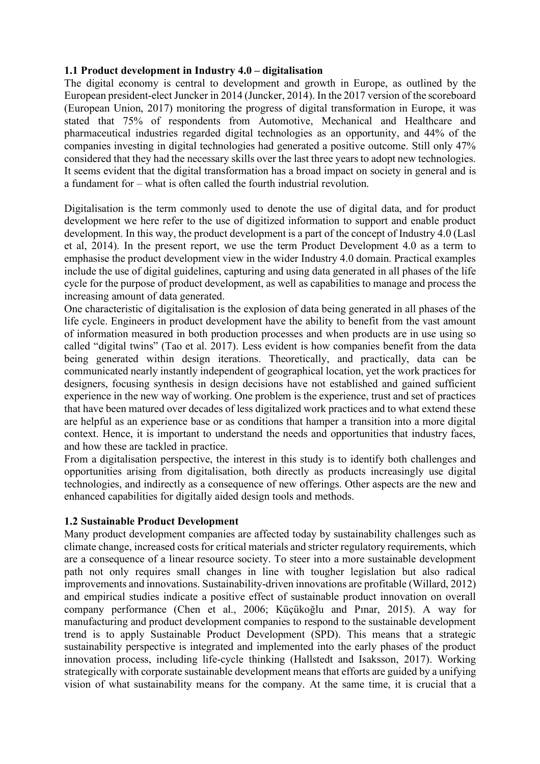### 1.1 Product development in Industry 4.0 – digitalisation

The digital economy is central to development and growth in Europe, as outlined by the European president-elect Juncker in 2014 (Juncker, 2014). In the 2017 version of the scoreboard (European Union, 2017) monitoring the progress of digital transformation in Europe, it was stated that 75% of respondents from Automotive, Mechanical and Healthcare and pharmaceutical industries regarded digital technologies as an opportunity, and 44% of the companies investing in digital technologies had generated a positive outcome. Still only 47% considered that they had the necessary skills over the last three years to adopt new technologies. It seems evident that the digital transformation has a broad impact on society in general and is a fundament for – what is often called the fourth industrial revolution.

Digitalisation is the term commonly used to denote the use of digital data, and for product development we here refer to the use of digitized information to support and enable product development. In this way, the product development is a part of the concept of Industry 4.0 (Lasl et al, 2014). In the present report, we use the term Product Development 4.0 as a term to emphasise the product development view in the wider Industry 4.0 domain. Practical examples include the use of digital guidelines, capturing and using data generated in all phases of the life cycle for the purpose of product development, as well as capabilities to manage and process the increasing amount of data generated.

One characteristic of digitalisation is the explosion of data being generated in all phases of the life cycle. Engineers in product development have the ability to benefit from the vast amount of information measured in both production processes and when products are in use using so called "digital twins" (Tao et al. 2017). Less evident is how companies benefit from the data being generated within design iterations. Theoretically, and practically, data can be communicated nearly instantly independent of geographical location, yet the work practices for designers, focusing synthesis in design decisions have not established and gained sufficient experience in the new way of working. One problem is the experience, trust and set of practices that have been matured over decades of less digitalized work practices and to what extend these are helpful as an experience base or as conditions that hamper a transition into a more digital context. Hence, it is important to understand the needs and opportunities that industry faces, and how these are tackled in practice.

From a digitalisation perspective, the interest in this study is to identify both challenges and opportunities arising from digitalisation, both directly as products increasingly use digital technologies, and indirectly as a consequence of new offerings. Other aspects are the new and enhanced capabilities for digitally aided design tools and methods.

### 1.2 Sustainable Product Development

Many product development companies are affected today by sustainability challenges such as climate change, increased costs for critical materials and stricter regulatory requirements, which are a consequence of a linear resource society. To steer into a more sustainable development path not only requires small changes in line with tougher legislation but also radical improvements and innovations. Sustainability-driven innovations are profitable (Willard, 2012) and empirical studies indicate a positive effect of sustainable product innovation on overall company performance (Chen et al., 2006; Küçükoğlu and Pınar, 2015). A way for manufacturing and product development companies to respond to the sustainable development trend is to apply Sustainable Product Development (SPD). This means that a strategic sustainability perspective is integrated and implemented into the early phases of the product innovation process, including life-cycle thinking (Hallstedt and Isaksson, 2017). Working strategically with corporate sustainable development means that efforts are guided by a unifying vision of what sustainability means for the company. At the same time, it is crucial that a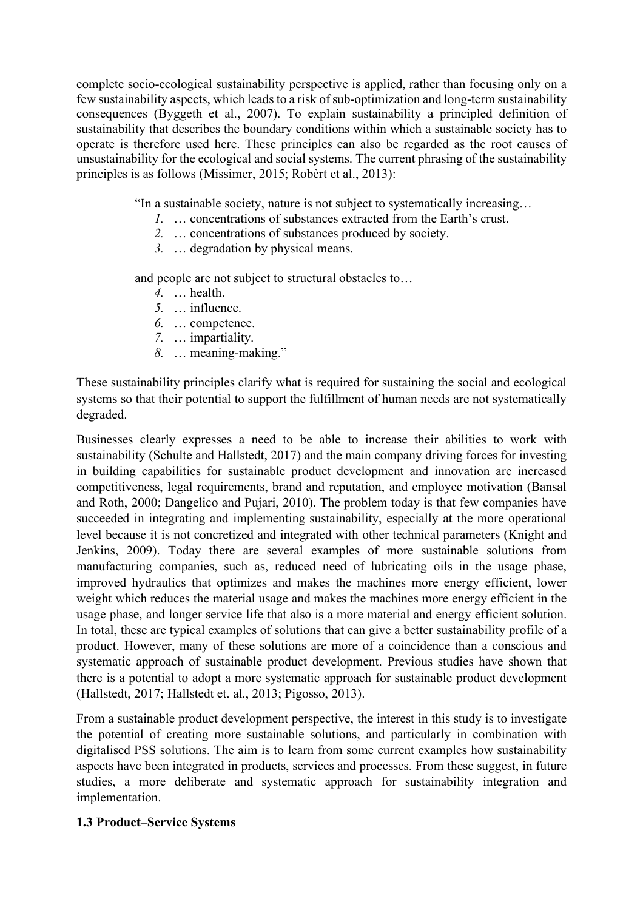complete socio-ecological sustainability perspective is applied, rather than focusing only on a few sustainability aspects, which leads to a risk of sub-optimization and long-term sustainability consequences (Byggeth et al., 2007). To explain sustainability a principled definition of sustainability that describes the boundary conditions within which a sustainable society has to operate is therefore used here. These principles can also be regarded as the root causes of unsustainability for the ecological and social systems. The current phrasing of the sustainability principles is as follows (Missimer, 2015; Robèrt et al., 2013):

> "In a sustainable society, nature is not subject to systematically increasing…
>
> *1.* … concentrations of substances extracted from the Earth's crust.
> *2.* … concentrations of substances produced by society.
> *3.* … degradation by physical means.
>
> and people are not subject to structural obstacles to…
>
> *4.* … health.
> *5.* … influence.
> *6.* … competence.
> *7.* … impartiality.
> *8.* … meaning-making."

These sustainability principles clarify what is required for sustaining the social and ecological systems so that their potential to support the fulfillment of human needs are not systematically degraded.

Businesses clearly expresses a need to be able to increase their abilities to work with sustainability (Schulte and Hallstedt, 2017) and the main company driving forces for investing in building capabilities for sustainable product development and innovation are increased competitiveness, legal requirements, brand and reputation, and employee motivation (Bansal and Roth, 2000; Dangelico and Pujari, 2010). The problem today is that few companies have succeeded in integrating and implementing sustainability, especially at the more operational level because it is not concretized and integrated with other technical parameters (Knight and Jenkins, 2009). Today there are several examples of more sustainable solutions from manufacturing companies, such as, reduced need of lubricating oils in the usage phase, improved hydraulics that optimizes and makes the machines more energy efficient, lower weight which reduces the material usage and makes the machines more energy efficient in the usage phase, and longer service life that also is a more material and energy efficient solution. In total, these are typical examples of solutions that can give a better sustainability profile of a product. However, many of these solutions are more of a coincidence than a conscious and systematic approach of sustainable product development. Previous studies have shown that there is a potential to adopt a more systematic approach for sustainable product development (Hallstedt, 2017; Hallstedt et. al., 2013; Pigosso, 2013).

From a sustainable product development perspective, the interest in this study is to investigate the potential of creating more sustainable solutions, and particularly in combination with digitalised PSS solutions. The aim is to learn from some current examples how sustainability aspects have been integrated in products, services and processes. From these suggest, in future studies, a more deliberate and systematic approach for sustainability integration and implementation.

### 1.3 Product–Service Systems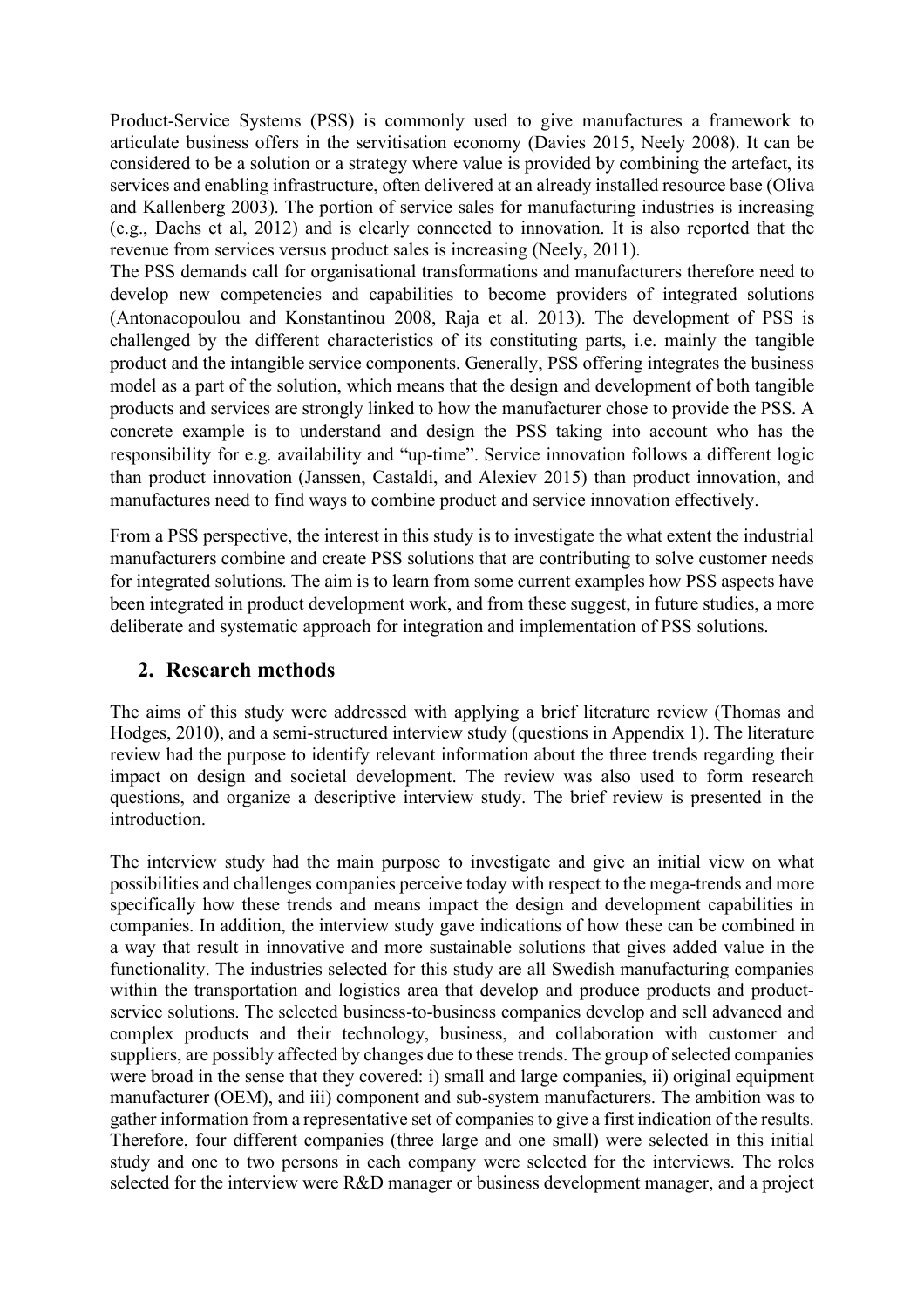Product-Service Systems (PSS) is commonly used to give manufactures a framework to articulate business offers in the servitisation economy (Davies 2015, Neely 2008). It can be considered to be a solution or a strategy where value is provided by combining the artefact, its services and enabling infrastructure, often delivered at an already installed resource base (Oliva and Kallenberg 2003). The portion of service sales for manufacturing industries is increasing (e.g., Dachs et al, 2012) and is clearly connected to innovation. It is also reported that the revenue from services versus product sales is increasing (Neely, 2011).

The PSS demands call for organisational transformations and manufacturers therefore need to develop new competencies and capabilities to become providers of integrated solutions (Antonacopoulou and Konstantinou 2008, Raja et al. 2013). The development of PSS is challenged by the different characteristics of its constituting parts, i.e. mainly the tangible product and the intangible service components. Generally, PSS offering integrates the business model as a part of the solution, which means that the design and development of both tangible products and services are strongly linked to how the manufacturer chose to provide the PSS. A concrete example is to understand and design the PSS taking into account who has the responsibility for e.g. availability and "up-time". Service innovation follows a different logic than product innovation (Janssen, Castaldi, and Alexiev 2015) than product innovation, and manufactures need to find ways to combine product and service innovation effectively.

From a PSS perspective, the interest in this study is to investigate the what extent the industrial manufacturers combine and create PSS solutions that are contributing to solve customer needs for integrated solutions. The aim is to learn from some current examples how PSS aspects have been integrated in product development work, and from these suggest, in future studies, a more deliberate and systematic approach for integration and implementation of PSS solutions.

## 2. Research methods

The aims of this study were addressed with applying a brief literature review (Thomas and Hodges, 2010), and a semi-structured interview study (questions in Appendix 1). The literature review had the purpose to identify relevant information about the three trends regarding their impact on design and societal development. The review was also used to form research questions, and organize a descriptive interview study. The brief review is presented in the introduction.

The interview study had the main purpose to investigate and give an initial view on what possibilities and challenges companies perceive today with respect to the mega-trends and more specifically how these trends and means impact the design and development capabilities in companies. In addition, the interview study gave indications of how these can be combined in a way that result in innovative and more sustainable solutions that gives added value in the functionality. The industries selected for this study are all Swedish manufacturing companies within the transportation and logistics area that develop and produce products and product-service solutions. The selected business-to-business companies develop and sell advanced and complex products and their technology, business, and collaboration with customer and suppliers, are possibly affected by changes due to these trends. The group of selected companies were broad in the sense that they covered: i) small and large companies, ii) original equipment manufacturer (OEM), and iii) component and sub-system manufacturers. The ambition was to gather information from a representative set of companies to give a first indication of the results. Therefore, four different companies (three large and one small) were selected in this initial study and one to two persons in each company were selected for the interviews. The roles selected for the interview were R&D manager or business development manager, and a project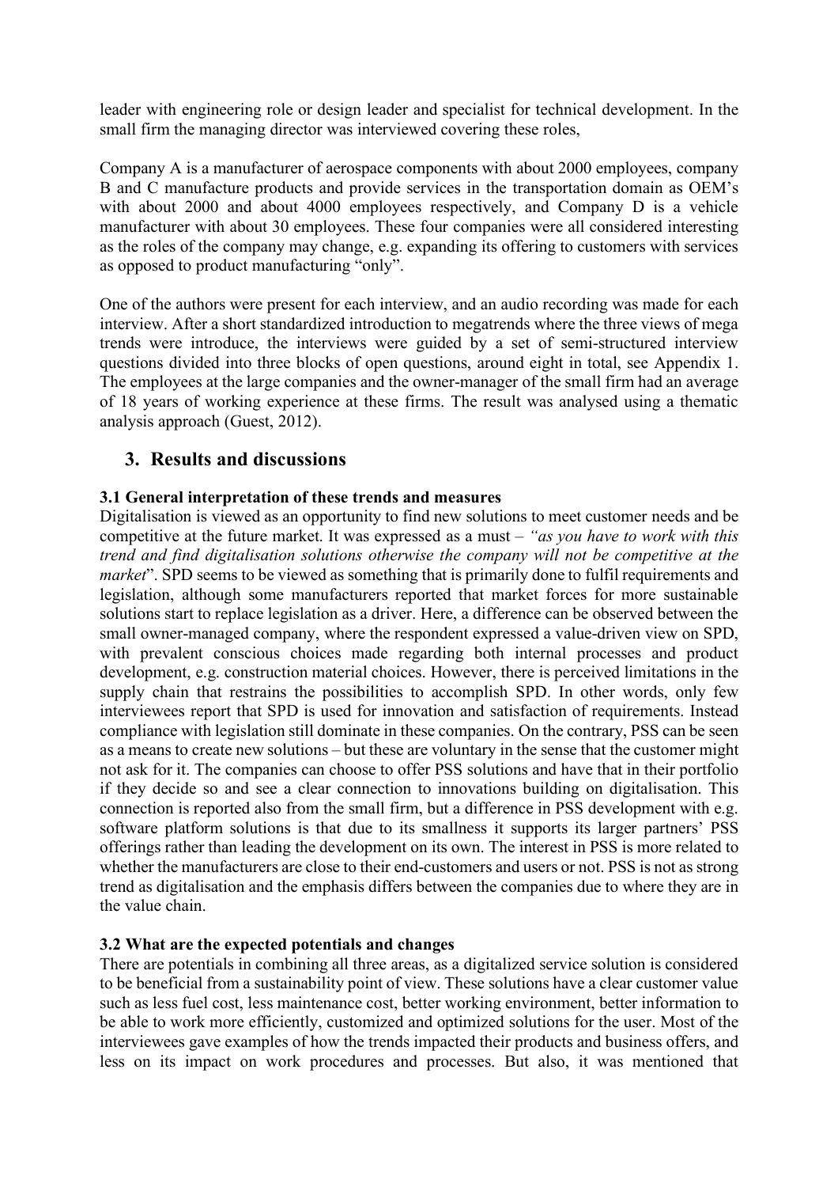leader with engineering role or design leader and specialist for technical development. In the small firm the managing director was interviewed covering these roles,

Company A is a manufacturer of aerospace components with about 2000 employees, company B and C manufacture products and provide services in the transportation domain as OEM's with about 2000 and about 4000 employees respectively, and Company D is a vehicle manufacturer with about 30 employees. These four companies were all considered interesting as the roles of the company may change, e.g. expanding its offering to customers with services as opposed to product manufacturing "only".

One of the authors were present for each interview, and an audio recording was made for each interview. After a short standardized introduction to megatrends where the three views of mega trends were introduce, the interviews were guided by a set of semi-structured interview questions divided into three blocks of open questions, around eight in total, see Appendix 1. The employees at the large companies and the owner-manager of the small firm had an average of 18 years of working experience at these firms. The result was analysed using a thematic analysis approach (Guest, 2012).

## 3. Results and discussions

### 3.1 General interpretation of these trends and measures

Digitalisation is viewed as an opportunity to find new solutions to meet customer needs and be competitive at the future market. It was expressed as a must – *"as you have to work with this trend and find digitalisation solutions otherwise the company will not be competitive at the market*". SPD seems to be viewed as something that is primarily done to fulfil requirements and legislation, although some manufacturers reported that market forces for more sustainable solutions start to replace legislation as a driver. Here, a difference can be observed between the small owner-managed company, where the respondent expressed a value-driven view on SPD, with prevalent conscious choices made regarding both internal processes and product development, e.g. construction material choices. However, there is perceived limitations in the supply chain that restrains the possibilities to accomplish SPD. In other words, only few interviewees report that SPD is used for innovation and satisfaction of requirements. Instead compliance with legislation still dominate in these companies. On the contrary, PSS can be seen as a means to create new solutions – but these are voluntary in the sense that the customer might not ask for it. The companies can choose to offer PSS solutions and have that in their portfolio if they decide so and see a clear connection to innovations building on digitalisation. This connection is reported also from the small firm, but a difference in PSS development with e.g. software platform solutions is that due to its smallness it supports its larger partners' PSS offerings rather than leading the development on its own. The interest in PSS is more related to whether the manufacturers are close to their end-customers and users or not. PSS is not as strong trend as digitalisation and the emphasis differs between the companies due to where they are in the value chain.

### 3.2 What are the expected potentials and changes

There are potentials in combining all three areas, as a digitalized service solution is considered to be beneficial from a sustainability point of view. These solutions have a clear customer value such as less fuel cost, less maintenance cost, better working environment, better information to be able to work more efficiently, customized and optimized solutions for the user. Most of the interviewees gave examples of how the trends impacted their products and business offers, and less on its impact on work procedures and processes. But also, it was mentioned that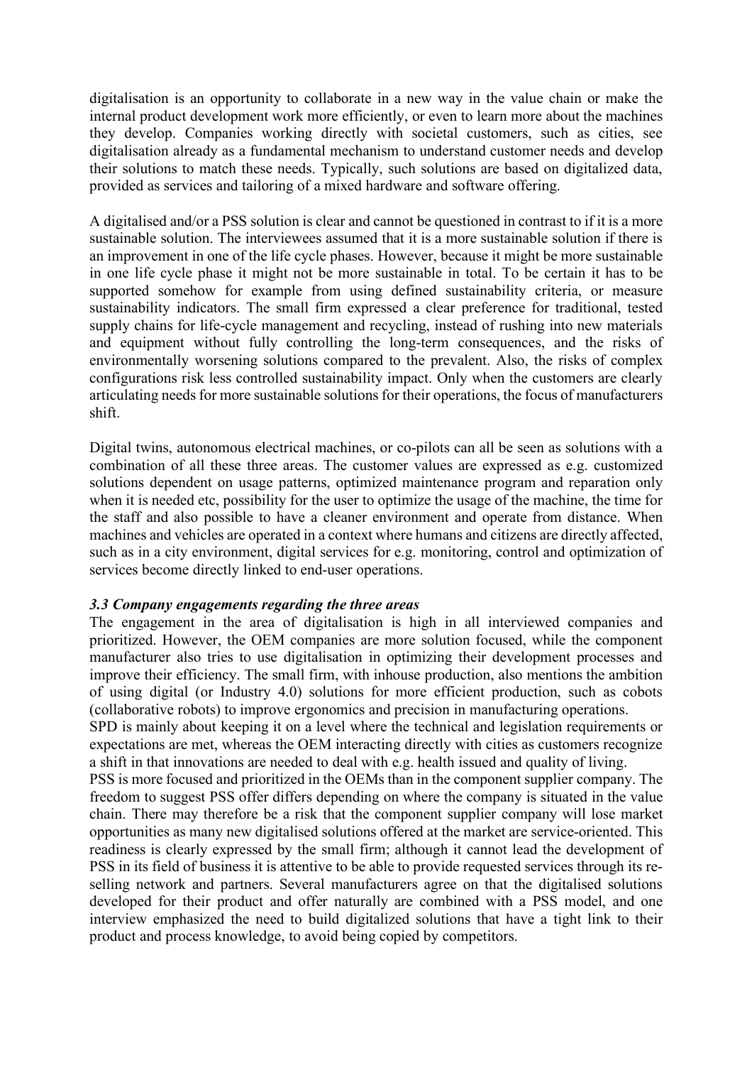digitalisation is an opportunity to collaborate in a new way in the value chain or make the internal product development work more efficiently, or even to learn more about the machines they develop. Companies working directly with societal customers, such as cities, see digitalisation already as a fundamental mechanism to understand customer needs and develop their solutions to match these needs. Typically, such solutions are based on digitalized data, provided as services and tailoring of a mixed hardware and software offering.

A digitalised and/or a PSS solution is clear and cannot be questioned in contrast to if it is a more sustainable solution. The interviewees assumed that it is a more sustainable solution if there is an improvement in one of the life cycle phases. However, because it might be more sustainable in one life cycle phase it might not be more sustainable in total. To be certain it has to be supported somehow for example from using defined sustainability criteria, or measure sustainability indicators. The small firm expressed a clear preference for traditional, tested supply chains for life-cycle management and recycling, instead of rushing into new materials and equipment without fully controlling the long-term consequences, and the risks of environmentally worsening solutions compared to the prevalent. Also, the risks of complex configurations risk less controlled sustainability impact. Only when the customers are clearly articulating needs for more sustainable solutions for their operations, the focus of manufacturers shift.

Digital twins, autonomous electrical machines, or co-pilots can all be seen as solutions with a combination of all these three areas. The customer values are expressed as e.g. customized solutions dependent on usage patterns, optimized maintenance program and reparation only when it is needed etc, possibility for the user to optimize the usage of the machine, the time for the staff and also possible to have a cleaner environment and operate from distance. When machines and vehicles are operated in a context where humans and citizens are directly affected, such as in a city environment, digital services for e.g. monitoring, control and optimization of services become directly linked to end-user operations.

### *3.3 Company engagements regarding the three areas*

The engagement in the area of digitalisation is high in all interviewed companies and prioritized. However, the OEM companies are more solution focused, while the component manufacturer also tries to use digitalisation in optimizing their development processes and improve their efficiency. The small firm, with inhouse production, also mentions the ambition of using digital (or Industry 4.0) solutions for more efficient production, such as cobots (collaborative robots) to improve ergonomics and precision in manufacturing operations.

SPD is mainly about keeping it on a level where the technical and legislation requirements or expectations are met, whereas the OEM interacting directly with cities as customers recognize a shift in that innovations are needed to deal with e.g. health issued and quality of living.

PSS is more focused and prioritized in the OEMs than in the component supplier company. The freedom to suggest PSS offer differs depending on where the company is situated in the value chain. There may therefore be a risk that the component supplier company will lose market opportunities as many new digitalised solutions offered at the market are service-oriented. This readiness is clearly expressed by the small firm; although it cannot lead the development of PSS in its field of business it is attentive to be able to provide requested services through its re-selling network and partners. Several manufacturers agree on that the digitalised solutions developed for their product and offer naturally are combined with a PSS model, and one interview emphasized the need to build digitalized solutions that have a tight link to their product and process knowledge, to avoid being copied by competitors.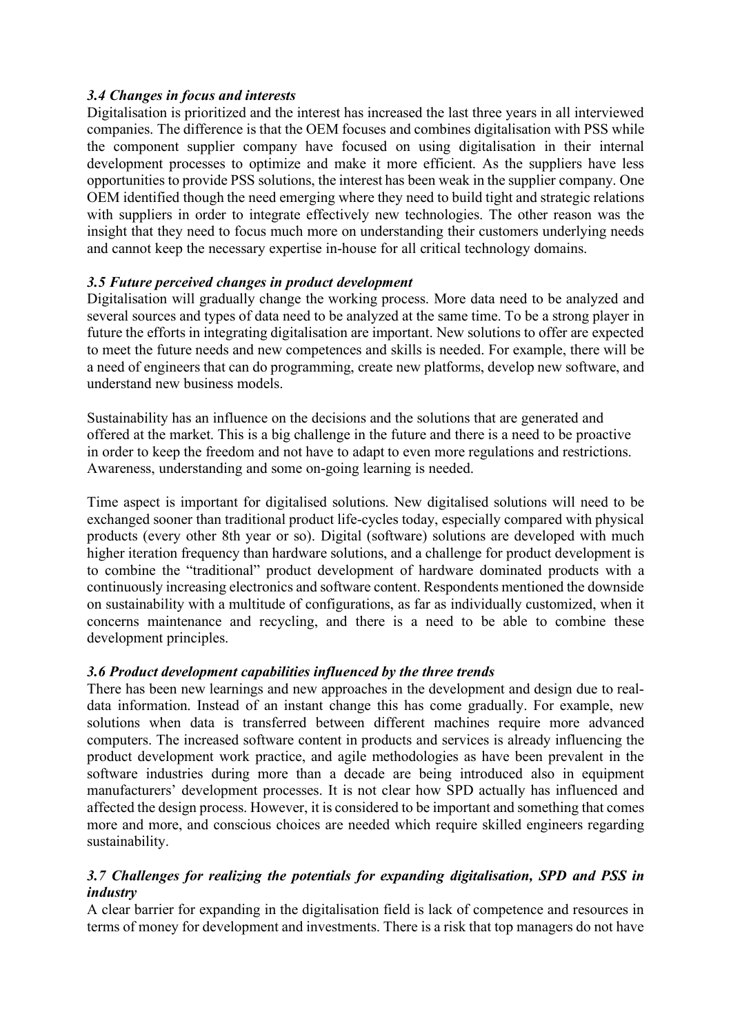### *3.4 Changes in focus and interests*

Digitalisation is prioritized and the interest has increased the last three years in all interviewed companies. The difference is that the OEM focuses and combines digitalisation with PSS while the component supplier company have focused on using digitalisation in their internal development processes to optimize and make it more efficient. As the suppliers have less opportunities to provide PSS solutions, the interest has been weak in the supplier company. One OEM identified though the need emerging where they need to build tight and strategic relations with suppliers in order to integrate effectively new technologies. The other reason was the insight that they need to focus much more on understanding their customers underlying needs and cannot keep the necessary expertise in-house for all critical technology domains.

### *3.5 Future perceived changes in product development*

Digitalisation will gradually change the working process. More data need to be analyzed and several sources and types of data need to be analyzed at the same time. To be a strong player in future the efforts in integrating digitalisation are important. New solutions to offer are expected to meet the future needs and new competences and skills is needed. For example, there will be a need of engineers that can do programming, create new platforms, develop new software, and understand new business models.

Sustainability has an influence on the decisions and the solutions that are generated and offered at the market. This is a big challenge in the future and there is a need to be proactive in order to keep the freedom and not have to adapt to even more regulations and restrictions. Awareness, understanding and some on-going learning is needed.

Time aspect is important for digitalised solutions. New digitalised solutions will need to be exchanged sooner than traditional product life-cycles today, especially compared with physical products (every other 8th year or so). Digital (software) solutions are developed with much higher iteration frequency than hardware solutions, and a challenge for product development is to combine the "traditional" product development of hardware dominated products with a continuously increasing electronics and software content. Respondents mentioned the downside on sustainability with a multitude of configurations, as far as individually customized, when it concerns maintenance and recycling, and there is a need to be able to combine these development principles.

### *3.6 Product development capabilities influenced by the three trends*

There has been new learnings and new approaches in the development and design due to real-data information. Instead of an instant change this has come gradually. For example, new solutions when data is transferred between different machines require more advanced computers. The increased software content in products and services is already influencing the product development work practice, and agile methodologies as have been prevalent in the software industries during more than a decade are being introduced also in equipment manufacturers' development processes. It is not clear how SPD actually has influenced and affected the design process. However, it is considered to be important and something that comes more and more, and conscious choices are needed which require skilled engineers regarding sustainability.

### *3.7 Challenges for realizing the potentials for expanding digitalisation, SPD and PSS in industry*

A clear barrier for expanding in the digitalisation field is lack of competence and resources in terms of money for development and investments. There is a risk that top managers do not have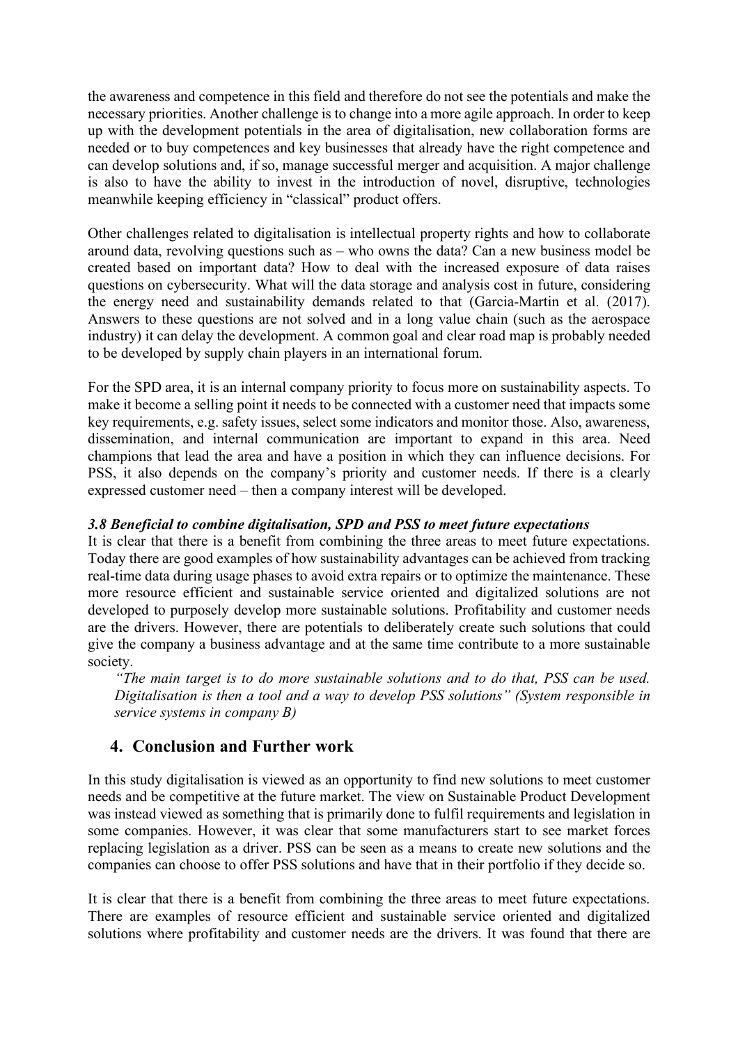the awareness and competence in this field and therefore do not see the potentials and make the necessary priorities. Another challenge is to change into a more agile approach. In order to keep up with the development potentials in the area of digitalisation, new collaboration forms are needed or to buy competences and key businesses that already have the right competence and can develop solutions and, if so, manage successful merger and acquisition. A major challenge is also to have the ability to invest in the introduction of novel, disruptive, technologies meanwhile keeping efficiency in "classical" product offers.

Other challenges related to digitalisation is intellectual property rights and how to collaborate around data, revolving questions such as – who owns the data? Can a new business model be created based on important data? How to deal with the increased exposure of data raises questions on cybersecurity. What will the data storage and analysis cost in future, considering the energy need and sustainability demands related to that (Garcia-Martin et al. (2017). Answers to these questions are not solved and in a long value chain (such as the aerospace industry) it can delay the development. A common goal and clear road map is probably needed to be developed by supply chain players in an international forum.

For the SPD area, it is an internal company priority to focus more on sustainability aspects. To make it become a selling point it needs to be connected with a customer need that impacts some key requirements, e.g. safety issues, select some indicators and monitor those. Also, awareness, dissemination, and internal communication are important to expand in this area. Need champions that lead the area and have a position in which they can influence decisions. For PSS, it also depends on the company's priority and customer needs. If there is a clearly expressed customer need – then a company interest will be developed.

### *3.8 Beneficial to combine digitalisation, SPD and PSS to meet future expectations*

It is clear that there is a benefit from combining the three areas to meet future expectations. Today there are good examples of how sustainability advantages can be achieved from tracking real-time data during usage phases to avoid extra repairs or to optimize the maintenance. These more resource efficient and sustainable service oriented and digitalized solutions are not developed to purposely develop more sustainable solutions. Profitability and customer needs are the drivers. However, there are potentials to deliberately create such solutions that could give the company a business advantage and at the same time contribute to a more sustainable society.

> *"The main target is to do more sustainable solutions and to do that, PSS can be used. Digitalisation is then a tool and a way to develop PSS solutions" (System responsible in service systems in company B)*

## 4. Conclusion and Further work

In this study digitalisation is viewed as an opportunity to find new solutions to meet customer needs and be competitive at the future market. The view on Sustainable Product Development was instead viewed as something that is primarily done to fulfil requirements and legislation in some companies. However, it was clear that some manufacturers start to see market forces replacing legislation as a driver. PSS can be seen as a means to create new solutions and the companies can choose to offer PSS solutions and have that in their portfolio if they decide so.

It is clear that there is a benefit from combining the three areas to meet future expectations. There are examples of resource efficient and sustainable service oriented and digitalized solutions where profitability and customer needs are the drivers. It was found that there are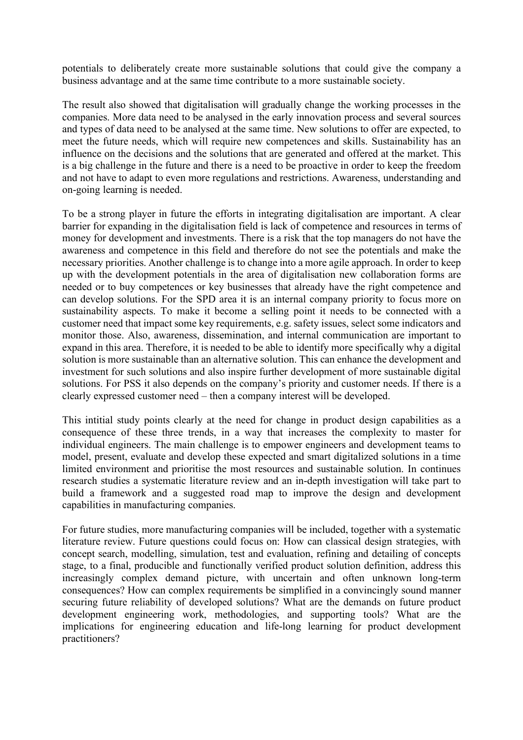potentials to deliberately create more sustainable solutions that could give the company a business advantage and at the same time contribute to a more sustainable society.

The result also showed that digitalisation will gradually change the working processes in the companies. More data need to be analysed in the early innovation process and several sources and types of data need to be analysed at the same time. New solutions to offer are expected, to meet the future needs, which will require new competences and skills. Sustainability has an influence on the decisions and the solutions that are generated and offered at the market. This is a big challenge in the future and there is a need to be proactive in order to keep the freedom and not have to adapt to even more regulations and restrictions. Awareness, understanding and on-going learning is needed.

To be a strong player in future the efforts in integrating digitalisation are important. A clear barrier for expanding in the digitalisation field is lack of competence and resources in terms of money for development and investments. There is a risk that the top managers do not have the awareness and competence in this field and therefore do not see the potentials and make the necessary priorities. Another challenge is to change into a more agile approach. In order to keep up with the development potentials in the area of digitalisation new collaboration forms are needed or to buy competences or key businesses that already have the right competence and can develop solutions. For the SPD area it is an internal company priority to focus more on sustainability aspects. To make it become a selling point it needs to be connected with a customer need that impact some key requirements, e.g. safety issues, select some indicators and monitor those. Also, awareness, dissemination, and internal communication are important to expand in this area. Therefore, it is needed to be able to identify more specifically why a digital solution is more sustainable than an alternative solution. This can enhance the development and investment for such solutions and also inspire further development of more sustainable digital solutions. For PSS it also depends on the company's priority and customer needs. If there is a clearly expressed customer need – then a company interest will be developed.

This intitial study points clearly at the need for change in product design capabilities as a consequence of these three trends, in a way that increases the complexity to master for individual engineers. The main challenge is to empower engineers and development teams to model, present, evaluate and develop these expected and smart digitalized solutions in a time limited environment and prioritise the most resources and sustainable solution. In continues research studies a systematic literature review and an in-depth investigation will take part to build a framework and a suggested road map to improve the design and development capabilities in manufacturing companies.

For future studies, more manufacturing companies will be included, together with a systematic literature review. Future questions could focus on: How can classical design strategies, with concept search, modelling, simulation, test and evaluation, refining and detailing of concepts stage, to a final, producible and functionally verified product solution definition, address this increasingly complex demand picture, with uncertain and often unknown long-term consequences? How can complex requirements be simplified in a convincingly sound manner securing future reliability of developed solutions? What are the demands on future product development engineering work, methodologies, and supporting tools? What are the implications for engineering education and life-long learning for product development practitioners?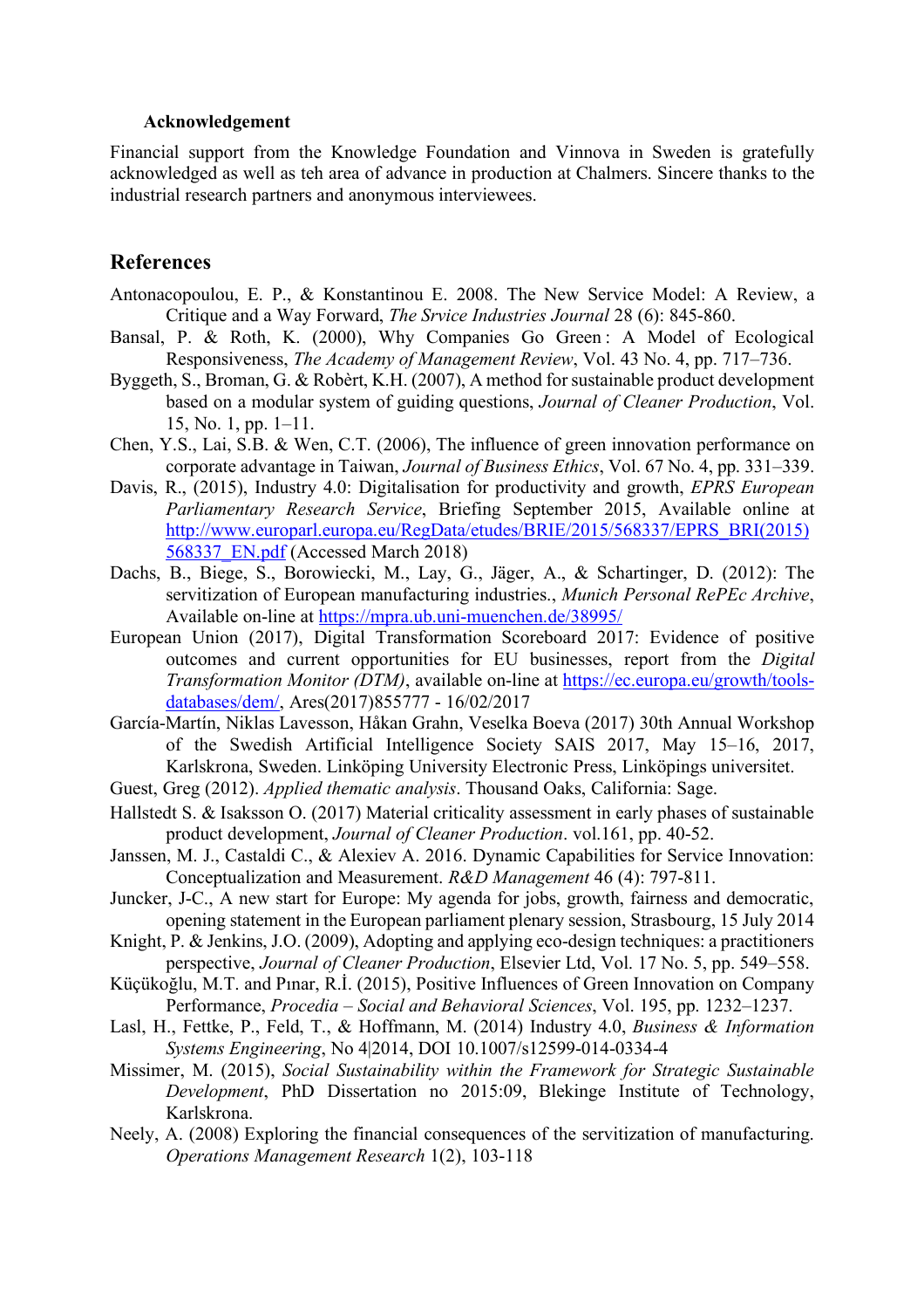### Acknowledgement

Financial support from the Knowledge Foundation and Vinnova in Sweden is gratefully acknowledged as well as teh area of advance in production at Chalmers. Sincere thanks to the industrial research partners and anonymous interviewees.

## References

Antonacopoulou, E. P., & Konstantinou E. 2008. The New Service Model: A Review, a Critique and a Way Forward, *The Srvice Industries Journal* 28 (6): 845-860.

Bansal, P. & Roth, K. (2000), Why Companies Go Green : A Model of Ecological Responsiveness, *The Academy of Management Review*, Vol. 43 No. 4, pp. 717–736.

Byggeth, S., Broman, G. & Robèrt, K.H. (2007), A method for sustainable product development based on a modular system of guiding questions, *Journal of Cleaner Production*, Vol. 15, No. 1, pp. 1–11.

Chen, Y.S., Lai, S.B. & Wen, C.T. (2006), The influence of green innovation performance on corporate advantage in Taiwan, *Journal of Business Ethics*, Vol. 67 No. 4, pp. 331–339.

Davis, R., (2015), Industry 4.0: Digitalisation for productivity and growth, *EPRS European Parliamentary Research Service*, Briefing September 2015, Available online at http://www.europarl.europa.eu/RegData/etudes/BRIE/2015/568337/EPRS_BRI(2015)568337_EN.pdf (Accessed March 2018)

Dachs, B., Biege, S., Borowiecki, M., Lay, G., Jäger, A., & Schartinger, D. (2012): The servitization of European manufacturing industries., *Munich Personal RePEc Archive*, Available on-line at https://mpra.ub.uni-muenchen.de/38995/

European Union (2017), Digital Transformation Scoreboard 2017: Evidence of positive outcomes and current opportunities for EU businesses, report from the *Digital Transformation Monitor (DTM)*, available on-line at https://ec.europa.eu/growth/tools-databases/dem/, Ares(2017)855777 - 16/02/2017

García-Martín, Niklas Lavesson, Håkan Grahn, Veselka Boeva (2017) 30th Annual Workshop of the Swedish Artificial Intelligence Society SAIS 2017, May 15–16, 2017, Karlskrona, Sweden. Linköping University Electronic Press, Linköpings universitet.

Guest, Greg (2012). *Applied thematic analysis*. Thousand Oaks, California: Sage.

Hallstedt S. & Isaksson O. (2017) Material criticality assessment in early phases of sustainable product development, *Journal of Cleaner Production*. vol.161, pp. 40-52.

Janssen, M. J., Castaldi C., & Alexiev A. 2016. Dynamic Capabilities for Service Innovation: Conceptualization and Measurement. *R&D Management* 46 (4): 797-811.

Juncker, J-C., A new start for Europe: My agenda for jobs, growth, fairness and democratic, opening statement in the European parliament plenary session, Strasbourg, 15 July 2014

Knight, P. & Jenkins, J.O. (2009), Adopting and applying eco-design techniques: a practitioners perspective, *Journal of Cleaner Production*, Elsevier Ltd, Vol. 17 No. 5, pp. 549–558.

Küçükoğlu, M.T. and Pınar, R.İ. (2015), Positive Influences of Green Innovation on Company Performance, *Procedia – Social and Behavioral Sciences*, Vol. 195, pp. 1232–1237.

Lasl, H., Fettke, P., Feld, T., & Hoffmann, M. (2014) Industry 4.0, *Business & Information Systems Engineering*, No 4|2014, DOI 10.1007/s12599-014-0334-4

Missimer, M. (2015), *Social Sustainability within the Framework for Strategic Sustainable Development*, PhD Dissertation no 2015:09, Blekinge Institute of Technology, Karlskrona.

Neely, A. (2008) Exploring the financial consequences of the servitization of manufacturing. *Operations Management Research* 1(2), 103-118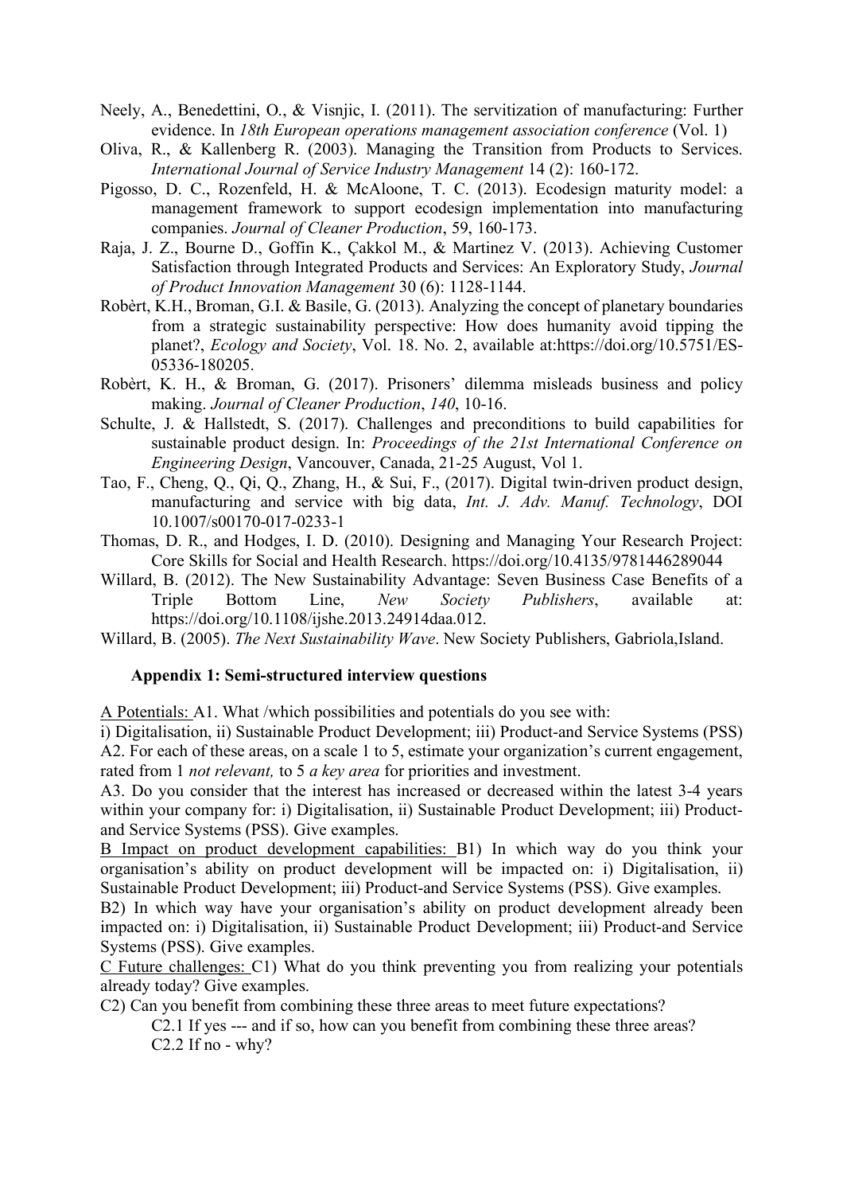Neely, A., Benedettini, O., & Visnjic, I. (2011). The servitization of manufacturing: Further evidence. In *18th European operations management association conference* (Vol. 1)

Oliva, R., & Kallenberg R. (2003). Managing the Transition from Products to Services. *International Journal of Service Industry Management* 14 (2): 160-172.

Pigosso, D. C., Rozenfeld, H. & McAloone, T. C. (2013). Ecodesign maturity model: a management framework to support ecodesign implementation into manufacturing companies. *Journal of Cleaner Production*, 59, 160-173.

Raja, J. Z., Bourne D., Goffin K., Çakkol M., & Martinez V. (2013). Achieving Customer Satisfaction through Integrated Products and Services: An Exploratory Study, *Journal of Product Innovation Management* 30 (6): 1128-1144.

Robèrt, K.H., Broman, G.I. & Basile, G. (2013). Analyzing the concept of planetary boundaries from a strategic sustainability perspective: How does humanity avoid tipping the planet?, *Ecology and Society*, Vol. 18. No. 2, available at:https://doi.org/10.5751/ES-05336-180205.

Robèrt, K. H., & Broman, G. (2017). Prisoners' dilemma misleads business and policy making. *Journal of Cleaner Production*, *140*, 10-16.

Schulte, J. & Hallstedt, S. (2017). Challenges and preconditions to build capabilities for sustainable product design. In: *Proceedings of the 21st International Conference on Engineering Design*, Vancouver, Canada, 21-25 August, Vol 1.

Tao, F., Cheng, Q., Qi, Q., Zhang, H., & Sui, F., (2017). Digital twin-driven product design, manufacturing and service with big data, *Int. J. Adv. Manuf. Technology*, DOI 10.1007/s00170-017-0233-1

Thomas, D. R., and Hodges, I. D. (2010). Designing and Managing Your Research Project: Core Skills for Social and Health Research. https://doi.org/10.4135/9781446289044

Willard, B. (2012). The New Sustainability Advantage: Seven Business Case Benefits of a Triple Bottom Line, *New Society Publishers*, available at: https://doi.org/10.1108/ijshe.2013.24914daa.012.

Willard, B. (2005). *The Next Sustainability Wave*. New Society Publishers, Gabriola,Island.

### Appendix 1: Semi-structured interview questions

A Potentials: A1. What /which possibilities and potentials do you see with:
i) Digitalisation, ii) Sustainable Product Development; iii) Product-and Service Systems (PSS)
A2. For each of these areas, on a scale 1 to 5, estimate your organization's current engagement, rated from 1 *not relevant,* to 5 *a key area* for priorities and investment.
A3. Do you consider that the interest has increased or decreased within the latest 3-4 years within your company for: i) Digitalisation, ii) Sustainable Product Development; iii) Product-and Service Systems (PSS). Give examples.
B Impact on product development capabilities: B1) In which way do you think your organisation's ability on product development will be impacted on: i) Digitalisation, ii) Sustainable Product Development; iii) Product-and Service Systems (PSS). Give examples.
B2) In which way have your organisation's ability on product development already been impacted on: i) Digitalisation, ii) Sustainable Product Development; iii) Product-and Service Systems (PSS). Give examples.
C Future challenges: C1) What do you think preventing you from realizing your potentials already today? Give examples.
C2) Can you benefit from combining these three areas to meet future expectations?
C2.1 If yes --- and if so, how can you benefit from combining these three areas?
C2.2 If no - why?